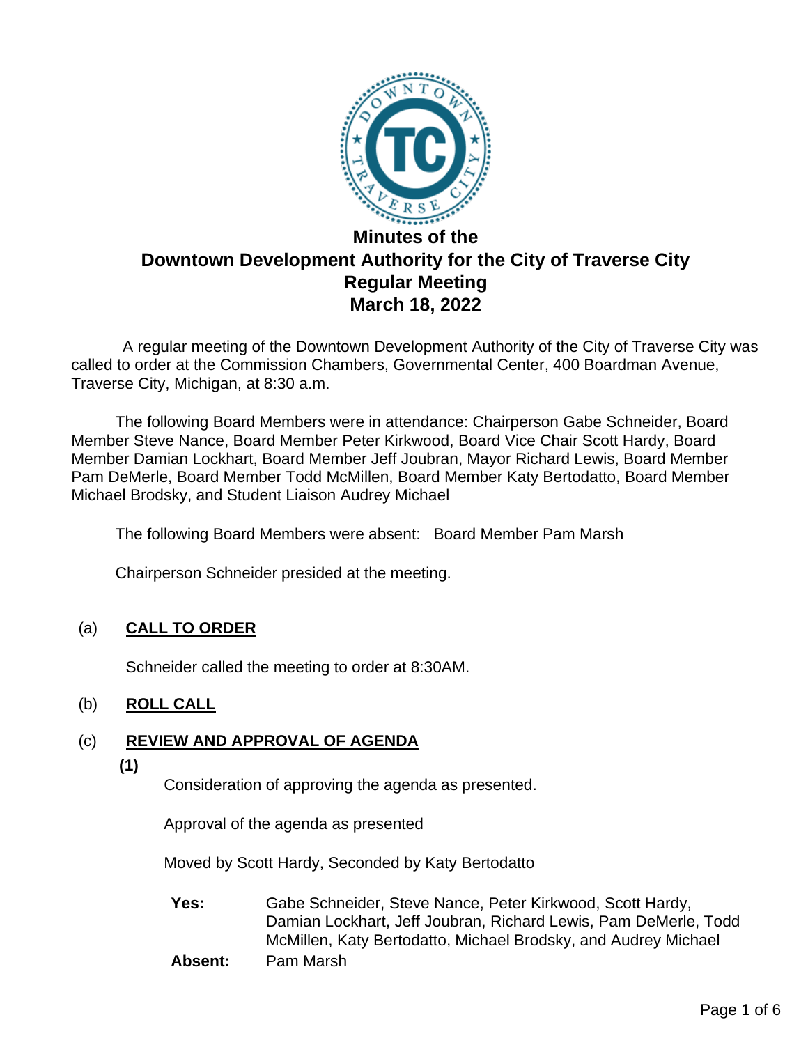# Minutes of the
# Downtown Development Authority for the City of Traverse City
# Regular Meeting
# March 18, 2022

A regular meeting of the Downtown Development Authority of the City of Traverse City was called to order at the Commission Chambers, Governmental Center, 400 Boardman Avenue, Traverse City, Michigan, at 8:30 a.m.

The following Board Members were in attendance: Chairperson Gabe Schneider, Board Member Steve Nance, Board Member Peter Kirkwood, Board Vice Chair Scott Hardy, Board Member Damian Lockhart, Board Member Jeff Joubran, Mayor Richard Lewis, Board Member Pam DeMerle, Board Member Todd McMillen, Board Member Katy Bertodatto, Board Member Michael Brodsky, and Student Liaison Audrey Michael

The following Board Members were absent: Board Member Pam Marsh

Chairperson Schneider presided at the meeting.

(a) **CALL TO ORDER**

Schneider called the meeting to order at 8:30AM.

(b) **ROLL CALL**

(c) **REVIEW AND APPROVAL OF AGENDA**

**(1)**

Consideration of approving the agenda as presented.

Approval of the agenda as presented

Moved by Scott Hardy, Seconded by Katy Bertodatto

**Yes:** Gabe Schneider, Steve Nance, Peter Kirkwood, Scott Hardy, Damian Lockhart, Jeff Joubran, Richard Lewis, Pam DeMerle, Todd McMillen, Katy Bertodatto, Michael Brodsky, and Audrey Michael

**Absent:** Pam Marsh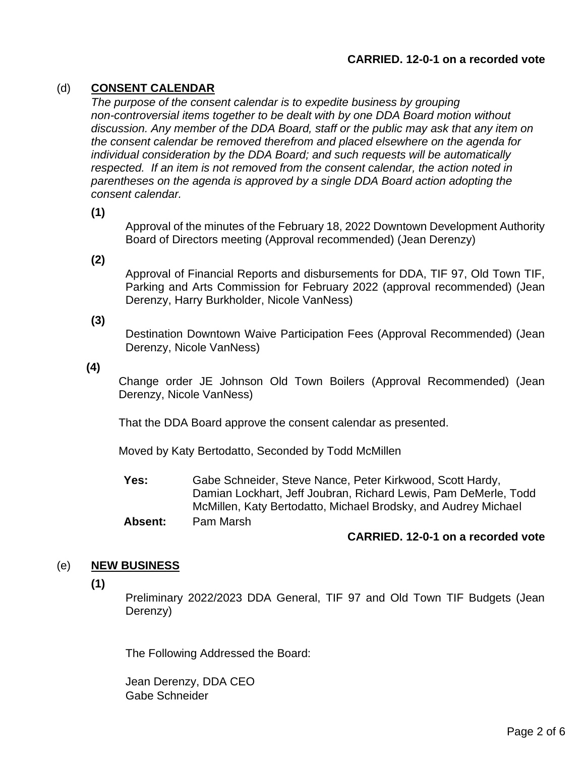**CARRIED. 12-0-1 on a recorded vote**

## (d) CONSENT CALENDAR

*The purpose of the consent calendar is to expedite business by grouping non-controversial items together to be dealt with by one DDA Board motion without discussion. Any member of the DDA Board, staff or the public may ask that any item on the consent calendar be removed therefrom and placed elsewhere on the agenda for individual consideration by the DDA Board; and such requests will be automatically respected. If an item is not removed from the consent calendar, the action noted in parentheses on the agenda is approved by a single DDA Board action adopting the consent calendar.*

**(1)**

Approval of the minutes of the February 18, 2022 Downtown Development Authority Board of Directors meeting (Approval recommended) (Jean Derenzy)

**(2)**

Approval of Financial Reports and disbursements for DDA, TIF 97, Old Town TIF, Parking and Arts Commission for February 2022 (approval recommended) (Jean Derenzy, Harry Burkholder, Nicole VanNess)

**(3)**

Destination Downtown Waive Participation Fees (Approval Recommended) (Jean Derenzy, Nicole VanNess)

**(4)**

Change order JE Johnson Old Town Boilers (Approval Recommended) (Jean Derenzy, Nicole VanNess)

That the DDA Board approve the consent calendar as presented.

Moved by Katy Bertodatto, Seconded by Todd McMillen

**Yes:** Gabe Schneider, Steve Nance, Peter Kirkwood, Scott Hardy, Damian Lockhart, Jeff Joubran, Richard Lewis, Pam DeMerle, Todd McMillen, Katy Bertodatto, Michael Brodsky, and Audrey Michael

**Absent:** Pam Marsh

**CARRIED. 12-0-1 on a recorded vote**

## (e) NEW BUSINESS

**(1)**

Preliminary 2022/2023 DDA General, TIF 97 and Old Town TIF Budgets (Jean Derenzy)

The Following Addressed the Board:

Jean Derenzy, DDA CEO
Gabe Schneider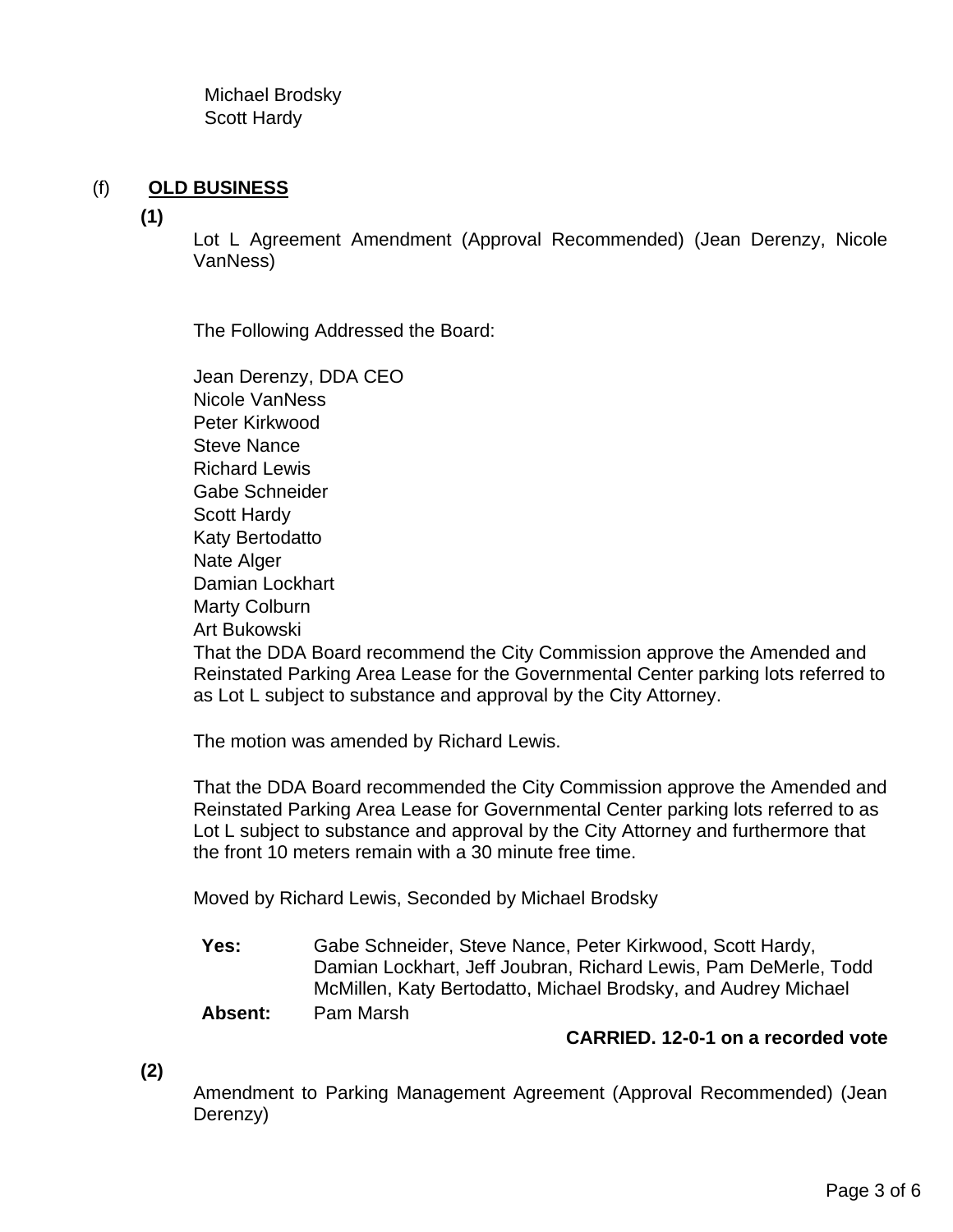Michael Brodsky
Scott Hardy

## (f) **OLD BUSINESS**

**(1)**

Lot L Agreement Amendment (Approval Recommended) (Jean Derenzy, Nicole VanNess)

The Following Addressed the Board:

Jean Derenzy, DDA CEO
Nicole VanNess
Peter Kirkwood
Steve Nance
Richard Lewis
Gabe Schneider
Scott Hardy
Katy Bertodatto
Nate Alger
Damian Lockhart
Marty Colburn
Art Bukowski

That the DDA Board recommend the City Commission approve the Amended and Reinstated Parking Area Lease for the Governmental Center parking lots referred to as Lot L subject to substance and approval by the City Attorney.

The motion was amended by Richard Lewis.

That the DDA Board recommended the City Commission approve the Amended and Reinstated Parking Area Lease for Governmental Center parking lots referred to as Lot L subject to substance and approval by the City Attorney and furthermore that the front 10 meters remain with a 30 minute free time.

Moved by Richard Lewis, Seconded by Michael Brodsky

**Yes:** Gabe Schneider, Steve Nance, Peter Kirkwood, Scott Hardy, Damian Lockhart, Jeff Joubran, Richard Lewis, Pam DeMerle, Todd McMillen, Katy Bertodatto, Michael Brodsky, and Audrey Michael

**Absent:** Pam Marsh

**CARRIED. 12-0-1 on a recorded vote**

**(2)**

Amendment to Parking Management Agreement (Approval Recommended) (Jean Derenzy)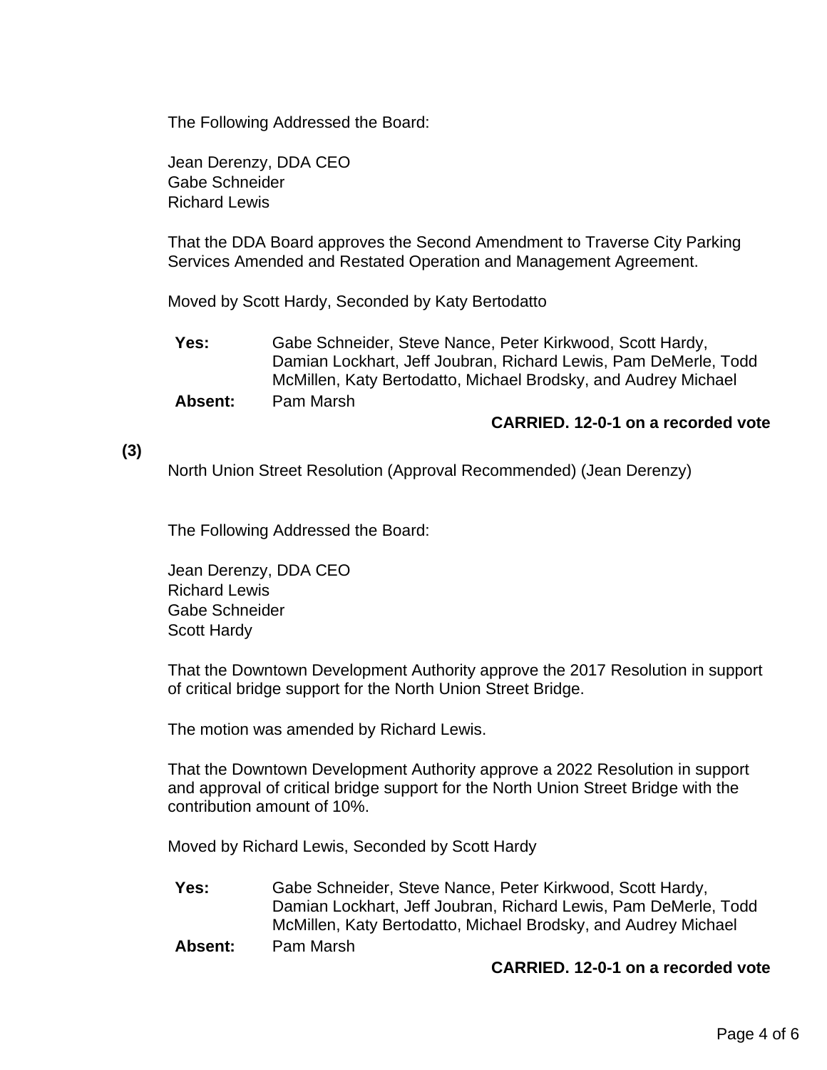The Following Addressed the Board:

Jean Derenzy, DDA CEO
Gabe Schneider
Richard Lewis

That the DDA Board approves the Second Amendment to Traverse City Parking Services Amended and Restated Operation and Management Agreement.

Moved by Scott Hardy, Seconded by Katy Bertodatto

| | |
|---|---|
| **Yes:** | Gabe Schneider, Steve Nance, Peter Kirkwood, Scott Hardy, Damian Lockhart, Jeff Joubran, Richard Lewis, Pam DeMerle, Todd McMillen, Katy Bertodatto, Michael Brodsky, and Audrey Michael |
| **Absent:** | Pam Marsh |

**CARRIED. 12-0-1 on a recorded vote**

**(3)**

North Union Street Resolution (Approval Recommended) (Jean Derenzy)

The Following Addressed the Board:

Jean Derenzy, DDA CEO
Richard Lewis
Gabe Schneider
Scott Hardy

That the Downtown Development Authority approve the 2017 Resolution in support of critical bridge support for the North Union Street Bridge.

The motion was amended by Richard Lewis.

That the Downtown Development Authority approve a 2022 Resolution in support and approval of critical bridge support for the North Union Street Bridge with the contribution amount of 10%.

Moved by Richard Lewis, Seconded by Scott Hardy

| | |
|---|---|
| **Yes:** | Gabe Schneider, Steve Nance, Peter Kirkwood, Scott Hardy, Damian Lockhart, Jeff Joubran, Richard Lewis, Pam DeMerle, Todd McMillen, Katy Bertodatto, Michael Brodsky, and Audrey Michael |
| **Absent:** | Pam Marsh |

**CARRIED. 12-0-1 on a recorded vote**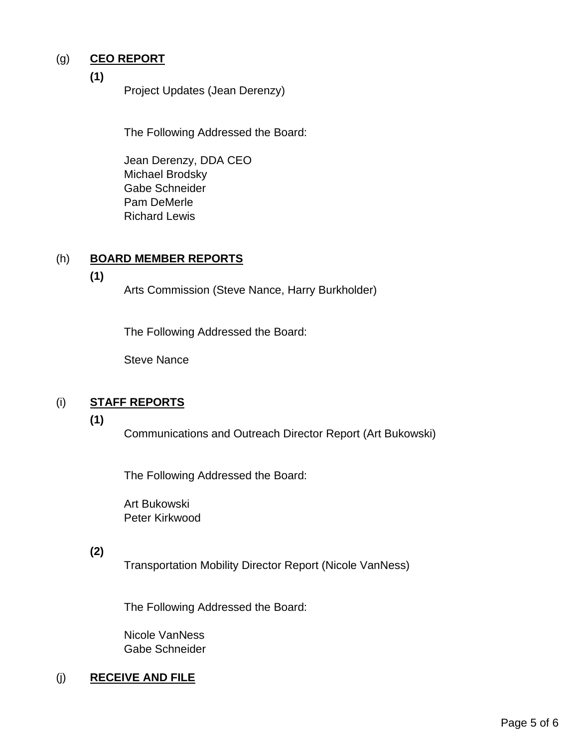(g) **CEO REPORT**

**(1)**

Project Updates (Jean Derenzy)

The Following Addressed the Board:

Jean Derenzy, DDA CEO
Michael Brodsky
Gabe Schneider
Pam DeMerle
Richard Lewis

(h) **BOARD MEMBER REPORTS**

**(1)**

Arts Commission (Steve Nance, Harry Burkholder)

The Following Addressed the Board:

Steve Nance

(i) **STAFF REPORTS**

**(1)**

Communications and Outreach Director Report (Art Bukowski)

The Following Addressed the Board:

Art Bukowski
Peter Kirkwood

**(2)**

Transportation Mobility Director Report (Nicole VanNess)

The Following Addressed the Board:

Nicole VanNess
Gabe Schneider

(j) **RECEIVE AND FILE**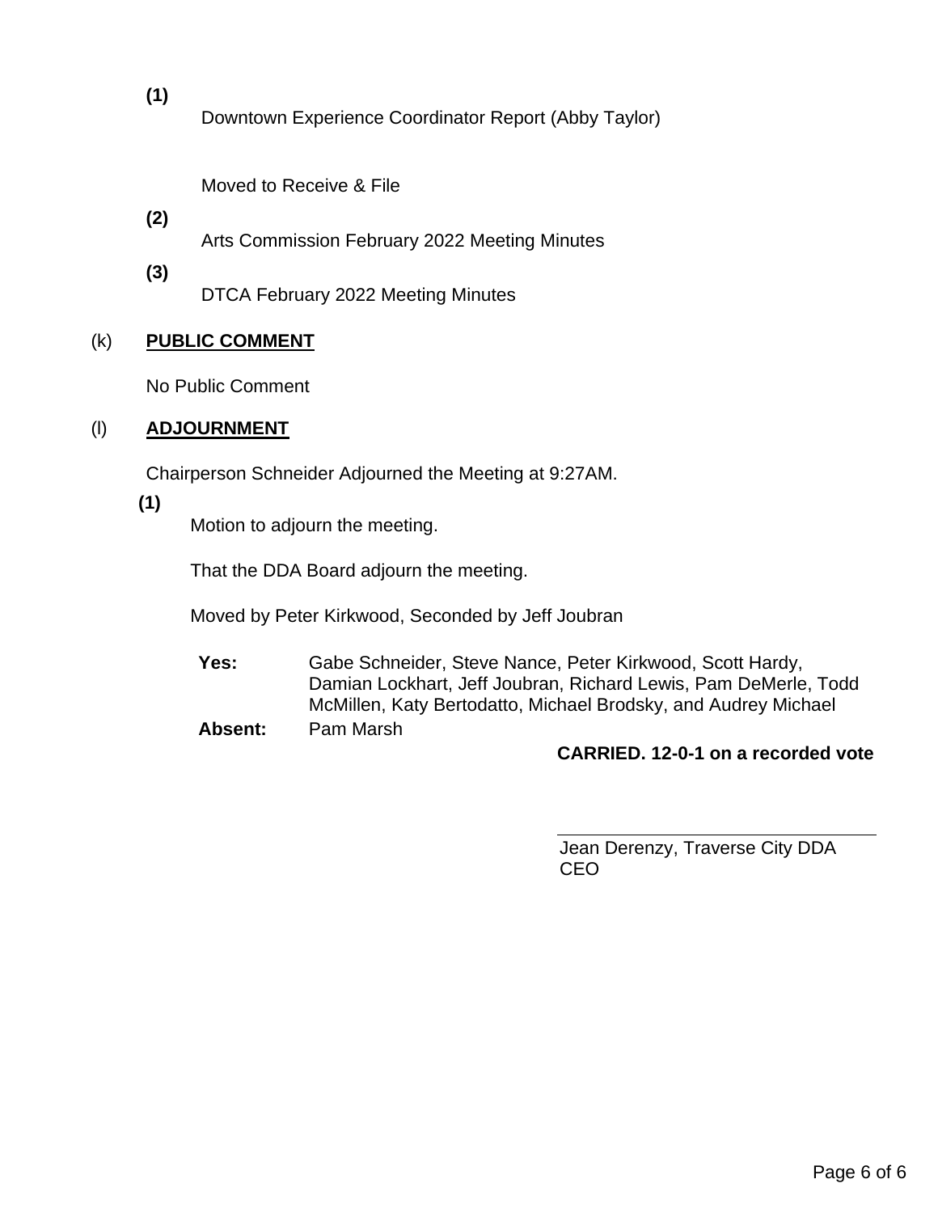**(1)**

Downtown Experience Coordinator Report (Abby Taylor)

Moved to Receive & File

**(2)**

Arts Commission February 2022 Meeting Minutes

**(3)**

DTCA February 2022 Meeting Minutes

(k) **PUBLIC COMMENT**

No Public Comment

(l) **ADJOURNMENT**

Chairperson Schneider Adjourned the Meeting at 9:27AM.

**(1)**

Motion to adjourn the meeting.

That the DDA Board adjourn the meeting.

Moved by Peter Kirkwood, Seconded by Jeff Joubran

**Yes:** Gabe Schneider, Steve Nance, Peter Kirkwood, Scott Hardy, Damian Lockhart, Jeff Joubran, Richard Lewis, Pam DeMerle, Todd McMillen, Katy Bertodatto, Michael Brodsky, and Audrey Michael

**Absent:** Pam Marsh

**CARRIED. 12-0-1 on a recorded vote**

Jean Derenzy, Traverse City DDA CEO